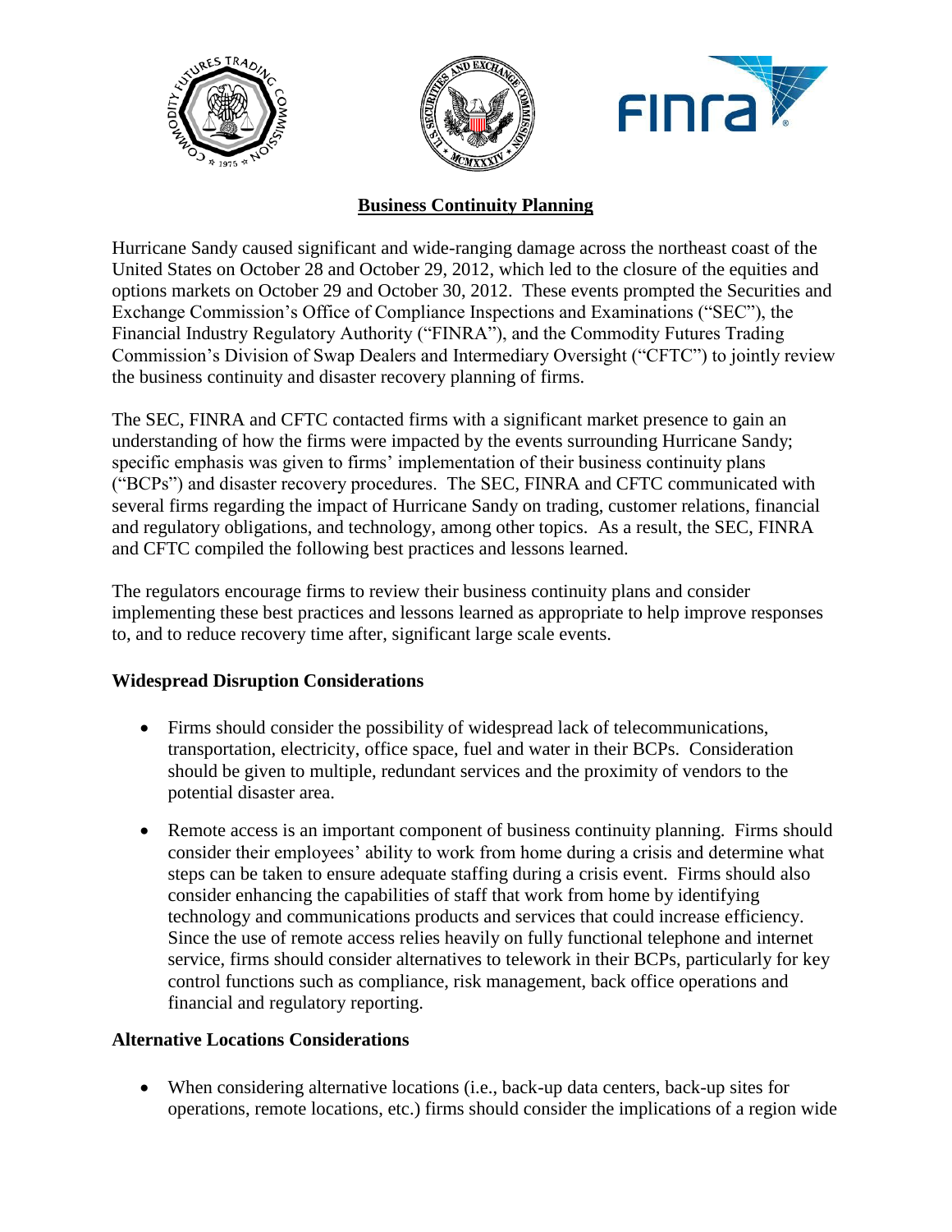# Business Continuity Planning

Hurricane Sandy caused significant and wide-ranging damage across the northeast coast of the United States on October 28 and October 29, 2012, which led to the closure of the equities and options markets on October 29 and October 30, 2012. These events prompted the Securities and Exchange Commission's Office of Compliance Inspections and Examinations ("SEC"), the Financial Industry Regulatory Authority ("FINRA"), and the Commodity Futures Trading Commission's Division of Swap Dealers and Intermediary Oversight ("CFTC") to jointly review the business continuity and disaster recovery planning of firms.

The SEC, FINRA and CFTC contacted firms with a significant market presence to gain an understanding of how the firms were impacted by the events surrounding Hurricane Sandy; specific emphasis was given to firms' implementation of their business continuity plans ("BCPs") and disaster recovery procedures. The SEC, FINRA and CFTC communicated with several firms regarding the impact of Hurricane Sandy on trading, customer relations, financial and regulatory obligations, and technology, among other topics. As a result, the SEC, FINRA and CFTC compiled the following best practices and lessons learned.

The regulators encourage firms to review their business continuity plans and consider implementing these best practices and lessons learned as appropriate to help improve responses to, and to reduce recovery time after, significant large scale events.

## Widespread Disruption Considerations

- Firms should consider the possibility of widespread lack of telecommunications, transportation, electricity, office space, fuel and water in their BCPs. Consideration should be given to multiple, redundant services and the proximity of vendors to the potential disaster area.
- Remote access is an important component of business continuity planning. Firms should consider their employees' ability to work from home during a crisis and determine what steps can be taken to ensure adequate staffing during a crisis event. Firms should also consider enhancing the capabilities of staff that work from home by identifying technology and communications products and services that could increase efficiency. Since the use of remote access relies heavily on fully functional telephone and internet service, firms should consider alternatives to telework in their BCPs, particularly for key control functions such as compliance, risk management, back office operations and financial and regulatory reporting.

## Alternative Locations Considerations

- When considering alternative locations (i.e., back-up data centers, back-up sites for operations, remote locations, etc.) firms should consider the implications of a region wide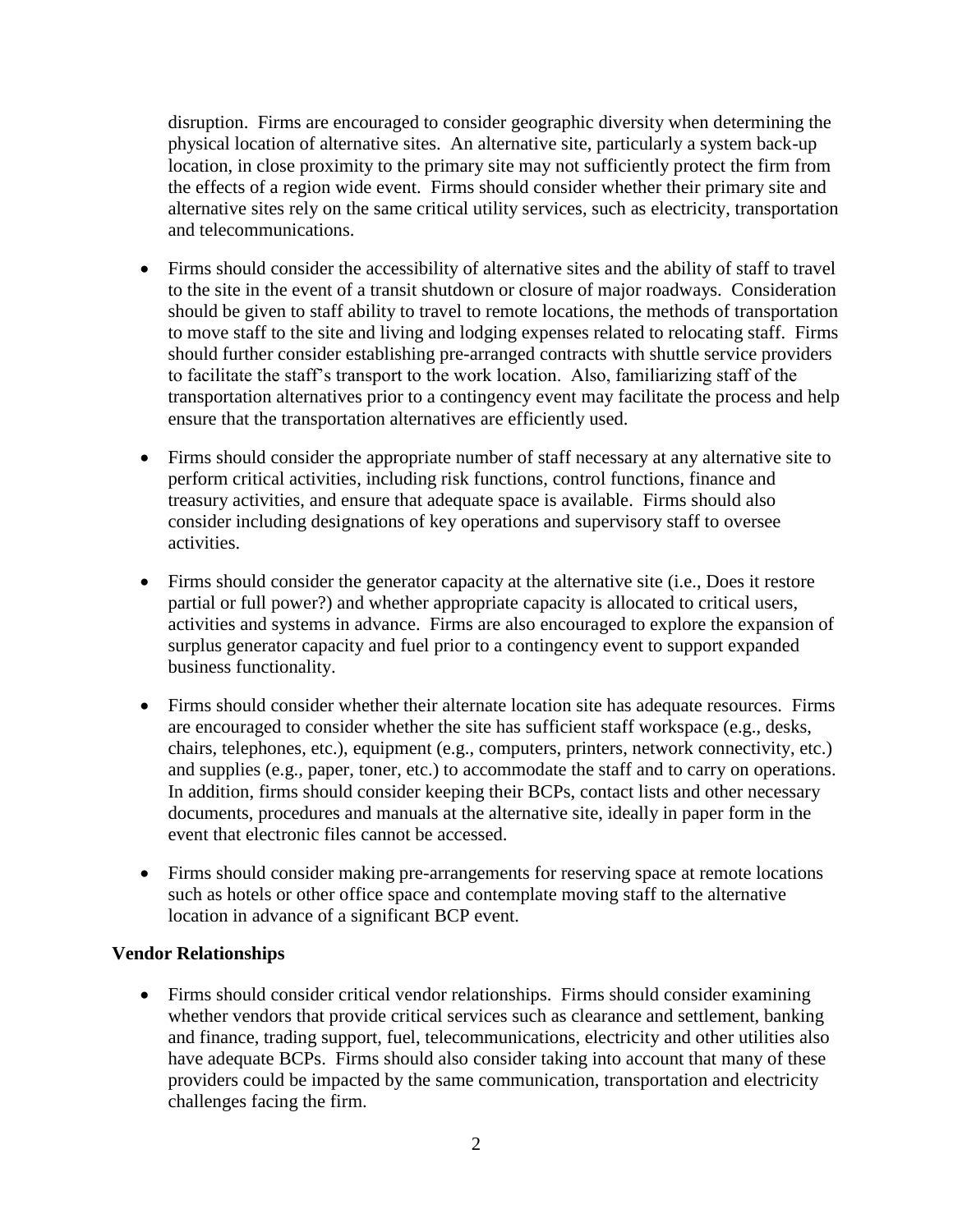disruption. Firms are encouraged to consider geographic diversity when determining the physical location of alternative sites. An alternative site, particularly a system back-up location, in close proximity to the primary site may not sufficiently protect the firm from the effects of a region wide event. Firms should consider whether their primary site and alternative sites rely on the same critical utility services, such as electricity, transportation and telecommunications.

- Firms should consider the accessibility of alternative sites and the ability of staff to travel to the site in the event of a transit shutdown or closure of major roadways. Consideration should be given to staff ability to travel to remote locations, the methods of transportation to move staff to the site and living and lodging expenses related to relocating staff. Firms should further consider establishing pre-arranged contracts with shuttle service providers to facilitate the staff's transport to the work location. Also, familiarizing staff of the transportation alternatives prior to a contingency event may facilitate the process and help ensure that the transportation alternatives are efficiently used.
- Firms should consider the appropriate number of staff necessary at any alternative site to perform critical activities, including risk functions, control functions, finance and treasury activities, and ensure that adequate space is available. Firms should also consider including designations of key operations and supervisory staff to oversee activities.
- Firms should consider the generator capacity at the alternative site (i.e., Does it restore partial or full power?) and whether appropriate capacity is allocated to critical users, activities and systems in advance. Firms are also encouraged to explore the expansion of surplus generator capacity and fuel prior to a contingency event to support expanded business functionality.
- Firms should consider whether their alternate location site has adequate resources. Firms are encouraged to consider whether the site has sufficient staff workspace (e.g., desks, chairs, telephones, etc.), equipment (e.g., computers, printers, network connectivity, etc.) and supplies (e.g., paper, toner, etc.) to accommodate the staff and to carry on operations. In addition, firms should consider keeping their BCPs, contact lists and other necessary documents, procedures and manuals at the alternative site, ideally in paper form in the event that electronic files cannot be accessed.
- Firms should consider making pre-arrangements for reserving space at remote locations such as hotels or other office space and contemplate moving staff to the alternative location in advance of a significant BCP event.

**Vendor Relationships**

- Firms should consider critical vendor relationships. Firms should consider examining whether vendors that provide critical services such as clearance and settlement, banking and finance, trading support, fuel, telecommunications, electricity and other utilities also have adequate BCPs. Firms should also consider taking into account that many of these providers could be impacted by the same communication, transportation and electricity challenges facing the firm.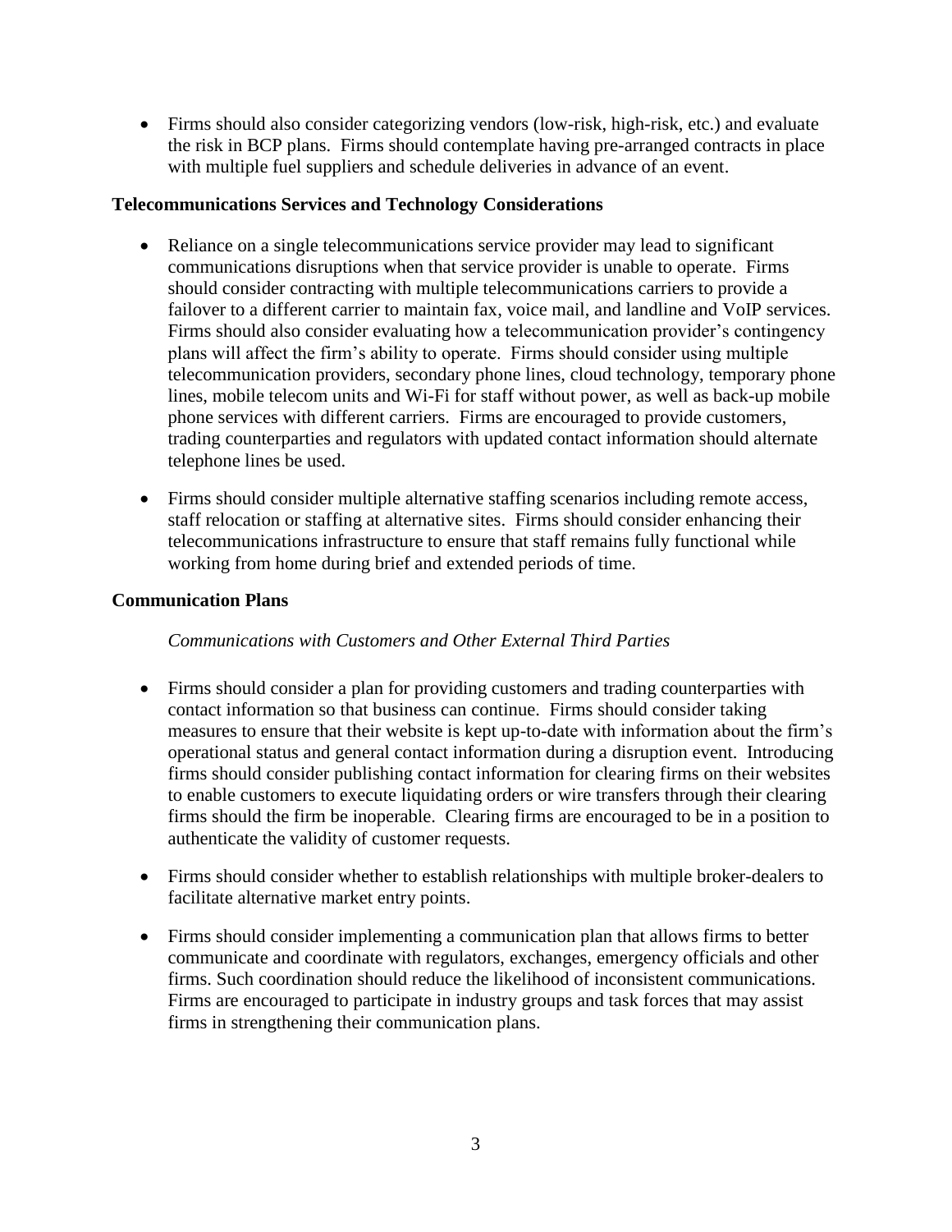- Firms should also consider categorizing vendors (low-risk, high-risk, etc.) and evaluate the risk in BCP plans. Firms should contemplate having pre-arranged contracts in place with multiple fuel suppliers and schedule deliveries in advance of an event.

**Telecommunications Services and Technology Considerations**

- Reliance on a single telecommunications service provider may lead to significant communications disruptions when that service provider is unable to operate. Firms should consider contracting with multiple telecommunications carriers to provide a failover to a different carrier to maintain fax, voice mail, and landline and VoIP services. Firms should also consider evaluating how a telecommunication provider's contingency plans will affect the firm's ability to operate. Firms should consider using multiple telecommunication providers, secondary phone lines, cloud technology, temporary phone lines, mobile telecom units and Wi-Fi for staff without power, as well as back-up mobile phone services with different carriers. Firms are encouraged to provide customers, trading counterparties and regulators with updated contact information should alternate telephone lines be used.

- Firms should consider multiple alternative staffing scenarios including remote access, staff relocation or staffing at alternative sites. Firms should consider enhancing their telecommunications infrastructure to ensure that staff remains fully functional while working from home during brief and extended periods of time.

**Communication Plans**

*Communications with Customers and Other External Third Parties*

- Firms should consider a plan for providing customers and trading counterparties with contact information so that business can continue. Firms should consider taking measures to ensure that their website is kept up-to-date with information about the firm's operational status and general contact information during a disruption event. Introducing firms should consider publishing contact information for clearing firms on their websites to enable customers to execute liquidating orders or wire transfers through their clearing firms should the firm be inoperable. Clearing firms are encouraged to be in a position to authenticate the validity of customer requests.

- Firms should consider whether to establish relationships with multiple broker-dealers to facilitate alternative market entry points.

- Firms should consider implementing a communication plan that allows firms to better communicate and coordinate with regulators, exchanges, emergency officials and other firms. Such coordination should reduce the likelihood of inconsistent communications. Firms are encouraged to participate in industry groups and task forces that may assist firms in strengthening their communication plans.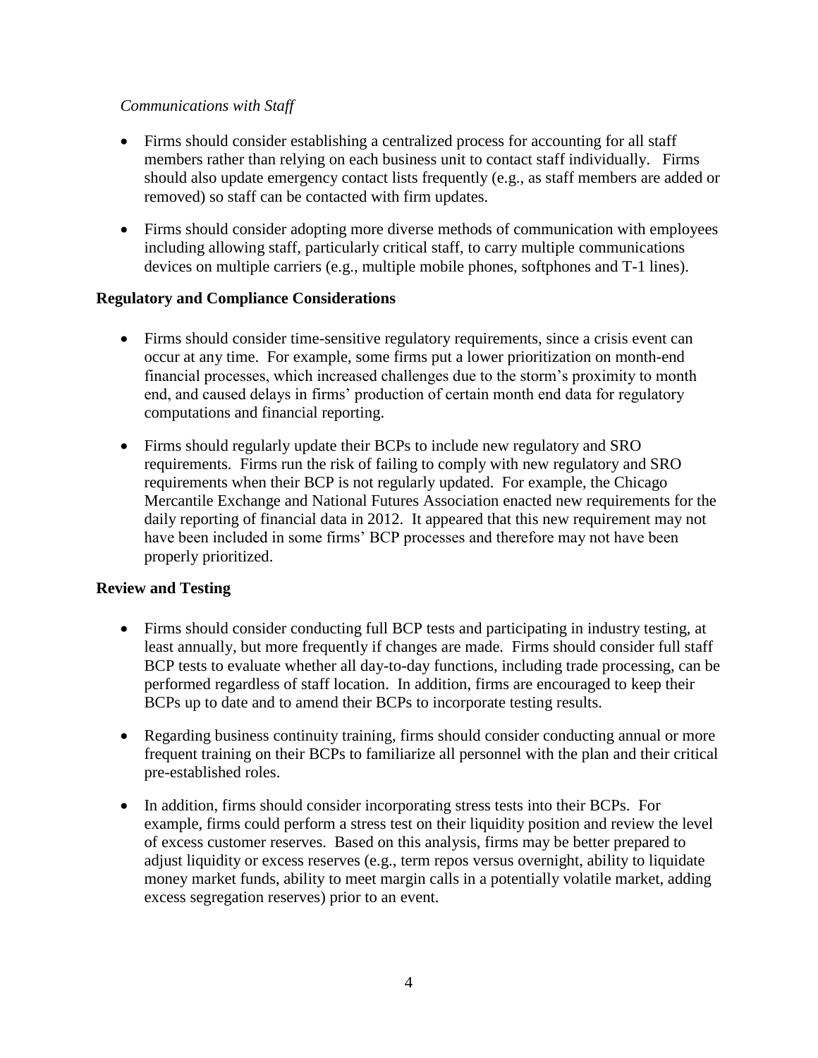*Communications with Staff*

- Firms should consider establishing a centralized process for accounting for all staff members rather than relying on each business unit to contact staff individually. Firms should also update emergency contact lists frequently (e.g., as staff members are added or removed) so staff can be contacted with firm updates.

- Firms should consider adopting more diverse methods of communication with employees including allowing staff, particularly critical staff, to carry multiple communications devices on multiple carriers (e.g., multiple mobile phones, softphones and T-1 lines).

**Regulatory and Compliance Considerations**

- Firms should consider time-sensitive regulatory requirements, since a crisis event can occur at any time. For example, some firms put a lower prioritization on month-end financial processes, which increased challenges due to the storm's proximity to month end, and caused delays in firms' production of certain month end data for regulatory computations and financial reporting.

- Firms should regularly update their BCPs to include new regulatory and SRO requirements. Firms run the risk of failing to comply with new regulatory and SRO requirements when their BCP is not regularly updated. For example, the Chicago Mercantile Exchange and National Futures Association enacted new requirements for the daily reporting of financial data in 2012. It appeared that this new requirement may not have been included in some firms' BCP processes and therefore may not have been properly prioritized.

**Review and Testing**

- Firms should consider conducting full BCP tests and participating in industry testing, at least annually, but more frequently if changes are made. Firms should consider full staff BCP tests to evaluate whether all day-to-day functions, including trade processing, can be performed regardless of staff location. In addition, firms are encouraged to keep their BCPs up to date and to amend their BCPs to incorporate testing results.

- Regarding business continuity training, firms should consider conducting annual or more frequent training on their BCPs to familiarize all personnel with the plan and their critical pre-established roles.

- In addition, firms should consider incorporating stress tests into their BCPs. For example, firms could perform a stress test on their liquidity position and review the level of excess customer reserves. Based on this analysis, firms may be better prepared to adjust liquidity or excess reserves (e.g., term repos versus overnight, ability to liquidate money market funds, ability to meet margin calls in a potentially volatile market, adding excess segregation reserves) prior to an event.